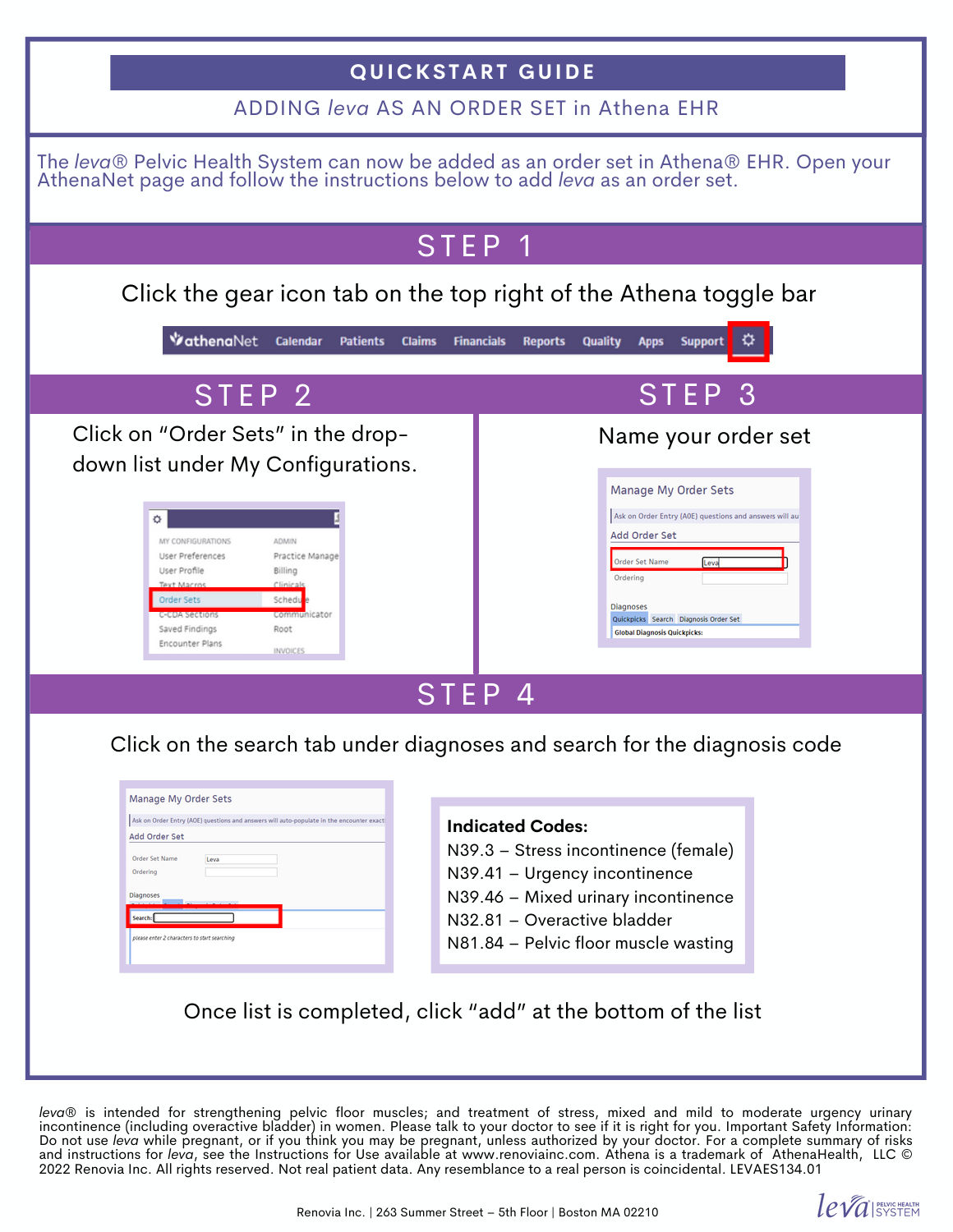# QUICKSTART GUIDE

## ADDING *leva* AS AN ORDER SET in Athena EHR

The *leva*® Pelvic Health System can now be added as an order set in Athena® EHR. Open your AthenaNet page and follow the instructions below to add *leva* as an order set.

## STEP 1

Click the gear icon tab on the top right of the Athena toggle bar

## STEP 2

Click on "Order Sets" in the drop-down list under My Configurations.

## STEP 3

Name your order set

## STEP 4

Click on the search tab under diagnoses and search for the diagnosis code

**Indicated Codes:**

N39.3 – Stress incontinence (female)
N39.41 – Urgency incontinence
N39.46 – Mixed urinary incontinence
N32.81 – Overactive bladder
N81.84 – Pelvic floor muscle wasting

Once list is completed, click "add" at the bottom of the list

*leva*® is intended for strengthening pelvic floor muscles; and treatment of stress, mixed and mild to moderate urgency urinary incontinence (including overactive bladder) in women. Please talk to your doctor to see if it is right for you. Important Safety Information: Do not use *leva* while pregnant, or if you think you may be pregnant, unless authorized by your doctor. For a complete summary of risks and instructions for *leva*, see the Instructions for Use available at www.renoviainc.com. Athena is a trademark of AthenaHealth, LLC © 2022 Renovia Inc. All rights reserved. Not real patient data. Any resemblance to a real person is coincidental. LEVAES134.01

Renovia Inc. | 263 Summer Street – 5th Floor | Boston MA 02210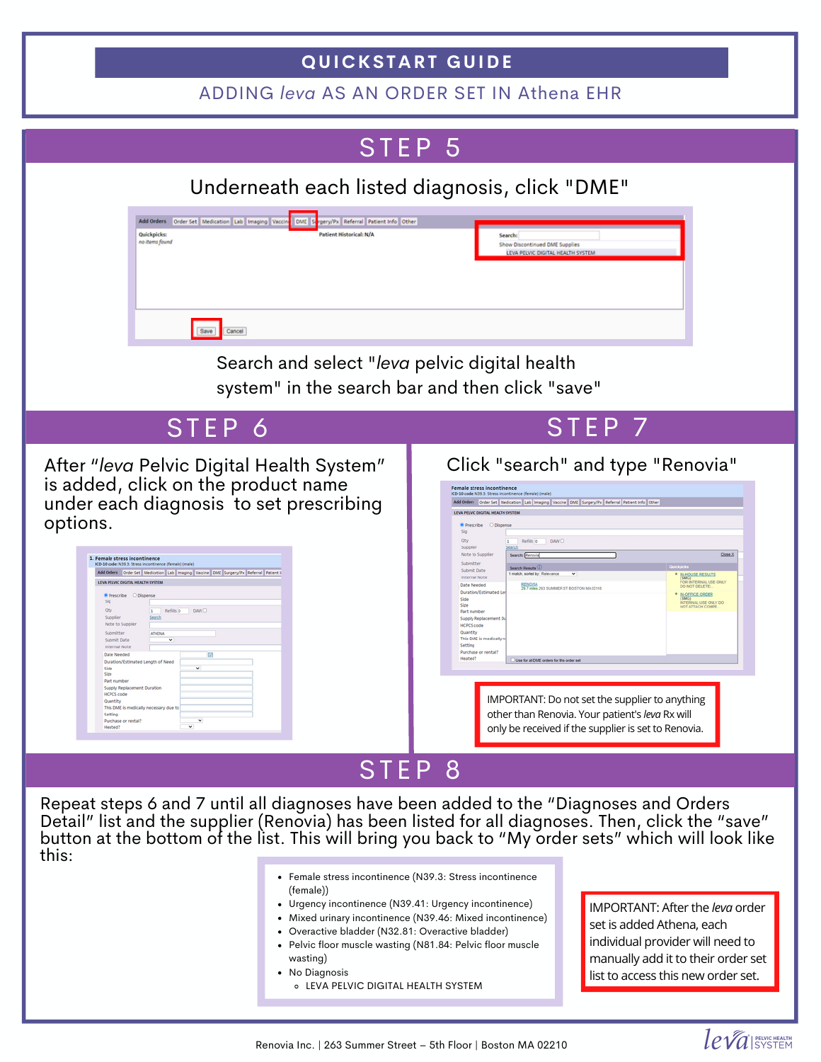# QUICKSTART GUIDE

## ADDING *leva* AS AN ORDER SET IN Athena EHR

## STEP 5

Underneath each listed diagnosis, click "DME"

Search and select "*leva* pelvic digital health system" in the search bar and then click "save"

## STEP 6

After "*leva* Pelvic Digital Health System" is added, click on the product name under each diagnosis to set prescribing options.

## STEP 7

Click "search" and type "Renovia"

IMPORTANT: Do not set the supplier to anything other than Renovia. Your patient's *leva* Rx will only be received if the supplier is set to Renovia.

## STEP 8

Repeat steps 6 and 7 until all diagnoses have been added to the "Diagnoses and Orders Detail" list and the supplier (Renovia) has been listed for all diagnoses. Then, click the "save" button at the bottom of the list. This will bring you back to "My order sets" which will look like this:

- Female stress incontinence (N39.3: Stress incontinence (female))
- Urgency incontinence (N39.41: Urgency incontinence)
- Mixed urinary incontinence (N39.46: Mixed incontinence)
- Overactive bladder (N32.81: Overactive bladder)
- Pelvic floor muscle wasting (N81.84: Pelvic floor muscle wasting)
- No Diagnosis
  - LEVA PELVIC DIGITAL HEALTH SYSTEM

IMPORTANT: After the *leva* order set is added Athena, each individual provider will need to manually add it to their order set list to access this new order set.

Renovia Inc. | 263 Summer Street – 5th Floor | Boston MA 02210